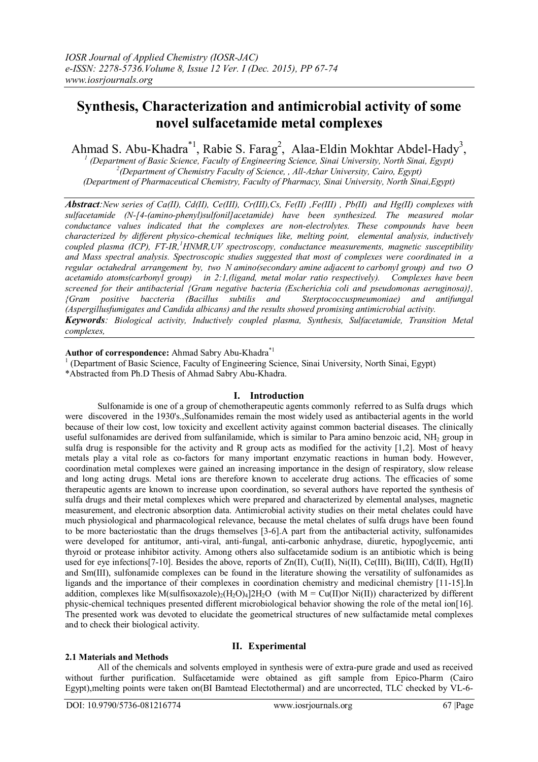# Synthesis, Characterization and antimicrobial activity of some novel sulfacetamide metal complexes

Ahmad S. Abu-Khadra[*1], Rabie S. Farag[2], Alaa-Eldin Mokhtar Abdel-Hady[3],

[1] *(Department of Basic Science, Faculty of Engineering Science, Sinai University, North Sinai, Egypt)*
[2] *(Department of Chemistry Faculty of Science, , All-Azhar University, Cairo, Egypt)*
*(Department of Pharmaceutical Chemistry, Faculty of Pharmacy, Sinai University, North Sinai,Egypt)*

***Abstract**:New series of Ca(II), Cd(II), Ce(III), Cr(III),Cs, Fe(II) ,Fe(III) , Pb(II) and Hg(II) complexes with sulfacetamide (N-[4-(amino-phenyl)sulfonil]acetamide) have been synthesized. The measured molar conductance values indicated that the complexes are non-electrolytes. These compounds have been characterized by different physico-chemical techniques like, melting point, elemental analysis, inductively coupled plasma (ICP), FT-IR, [1]HNMR,UV spectroscopy, conductance measurements, magnetic susceptibility and Mass spectral analysis. Spectroscopic studies suggested that most of complexes were coordinated in a regular octahedral arrangement by, two N amino(secondary amine adjacent to carbonyl group) and two O acetamido atoms(carbonyl group) in 2:1,(ligand, metal molar ratio respectively). Complexes have been screened for their antibacterial {Gram negative bacteria (Escherichia coli and pseudomonas aeruginosa)}, {Gram positive baccteria (Bacillus subtilis and Sterptococcuspneumoniae) and antifungal (Aspergillusfumigates and Candida albicans) and the results showed promising antimicrobial activity.*

***Keywords**: Biological activity, Inductively coupled plasma, Synthesis, Sulfacetamide, Transition Metal complexes,*

**Author of correspondence:** Ahmad Sabry Abu-Khadra[*1]
[1] (Department of Basic Science, Faculty of Engineering Science, Sinai University, North Sinai, Egypt)
*Abstracted from Ph.D Thesis of Ahmad Sabry Abu-Khadra.

## I. Introduction

Sulfonamide is one of a group of chemotherapeutic agents commonly referred to as Sulfa drugs which were discovered in the 1930's.,Sulfonamides remain the most widely used as antibacterial agents in the world because of their low cost, low toxicity and excellent activity against common bacterial diseases. The clinically useful sulfonamides are derived from sulfanilamide, which is similar to Para amino benzoic acid, $NH_2$ group in sulfa drug is responsible for the activity and R group acts as modified for the activity [1,2]. Most of heavy metals play a vital role as co-factors for many important enzymatic reactions in human body. However, coordination metal complexes were gained an increasing importance in the design of respiratory, slow release and long acting drugs. Metal ions are therefore known to accelerate drug actions. The efficacies of some therapeutic agents are known to increase upon coordination, so several authors have reported the synthesis of sulfa drugs and their metal complexes which were prepared and characterized by elemental analyses, magnetic measurement, and electronic absorption data. Antimicrobial activity studies on their metal chelates could have much physiological and pharmacological relevance, because the metal chelates of sulfa drugs have been found to be more bacteriostatic than the drugs themselves [3-6].A part from the antibacterial activity, sulfonamides were developed for antitumor, anti-viral, anti-fungal, anti-carbonic anhydrase, diuretic, hypoglycemic, anti thyroid or protease inhibitor activity. Among others also sulfacetamide sodium is an antibiotic which is being used for eye infections[7-10]. Besides the above, reports of Zn(II), Cu(II), Ni(II), Ce(III), Bi(III), Cd(II), Hg(II) and Sm(III), sulfonamide complexes can be found in the literature showing the versatility of sulfonamides as ligands and the importance of their complexes in coordination chemistry and medicinal chemistry [11-15].In addition, complexes like $M(sulfisoxazole)_2(H_2O)_4]2H_2O$ (with M = Cu(II)or Ni(II)) characterized by different physic-chemical techniques presented different microbiological behavior showing the role of the metal ion[16]. The presented work was devoted to elucidate the geometrical structures of new sulfactamide metal complexes and to check their biological activity.

## II. Experimental

### 2.1 Materials and Methods

All of the chemicals and solvents employed in synthesis were of extra-pure grade and used as received without further purification. Sulfacetamide were obtained as gift sample from Epico-Pharm (Cairo Egypt),melting points were taken on(BI Bamtead Electothermal) and are uncorrected, TLC checked by VL-6-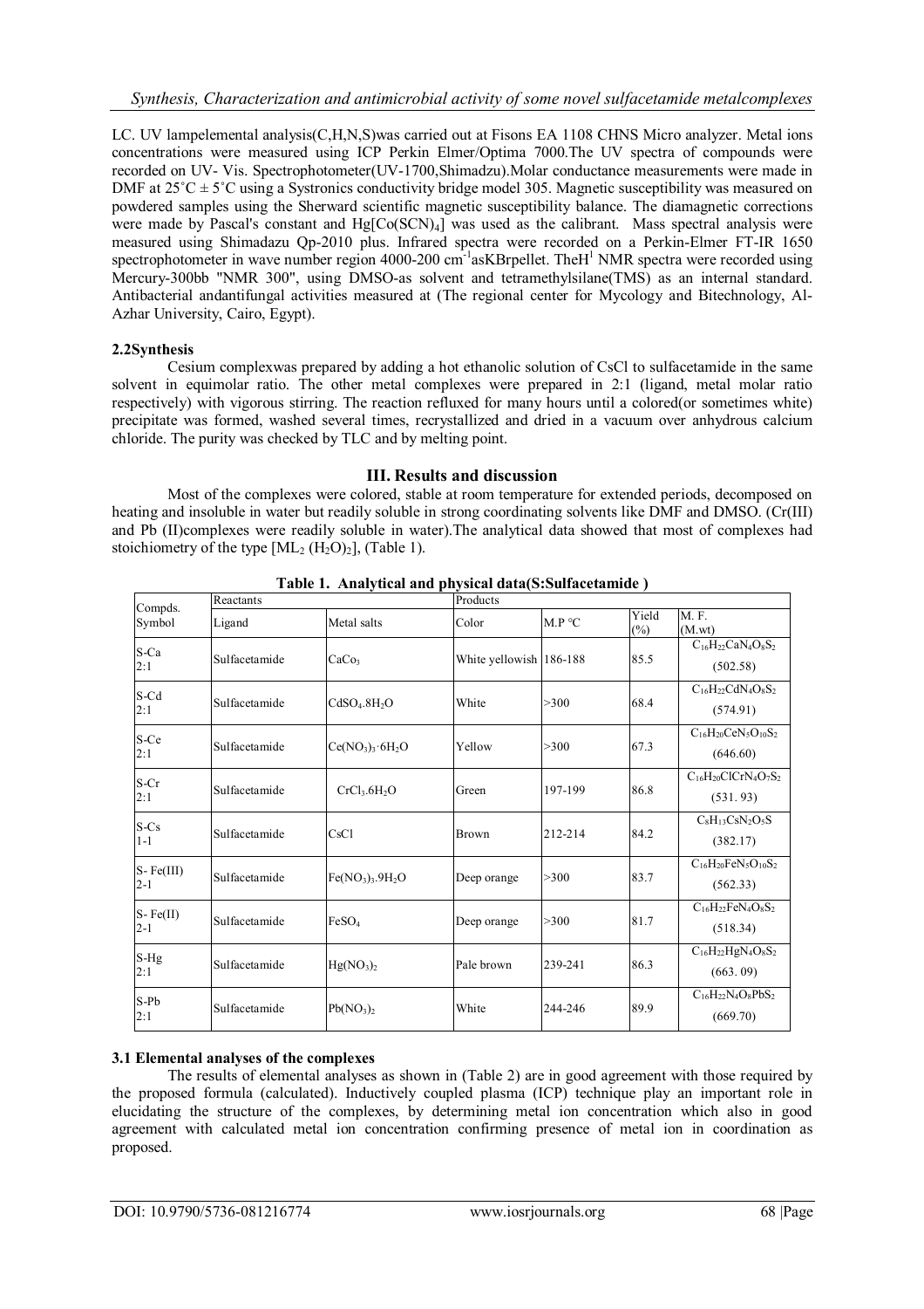LC. UV lampelemental analysis(C,H,N,S)was carried out at Fisons EA 1108 CHNS Micro analyzer. Metal ions concentrations were measured using ICP Perkin Elmer/Optima 7000.The UV spectra of compounds were recorded on UV- Vis. Spectrophotometer(UV-1700,Shimadzu).Molar conductance measurements were made in DMF at 25˚C ± 5˚C using a Systronics conductivity bridge model 305. Magnetic susceptibility was measured on powdered samples using the Sherward scientific magnetic susceptibility balance. The diamagnetic corrections were made by Pascal's constant and $Hg[Co(SCN)_4]$ was used as the calibrant. Mass spectral analysis were measured using Shimadazu Qp-2010 plus. Infrared spectra were recorded on a Perkin-Elmer FT-IR 1650 spectrophotometer in wave number region 4000-200 $cm^{-1}$asKBrpellet. The$H^1$ NMR spectra were recorded using Mercury-300bb "NMR 300", using DMSO-as solvent and tetramethylsilane(TMS) as an internal standard. Antibacterial andantifungal activities measured at (The regional center for Mycology and Bitechnology, Al-Azhar University, Cairo, Egypt).

### 2.2Synthesis

Cesium complexwas prepared by adding a hot ethanolic solution of CsCl to sulfacetamide in the same solvent in equimolar ratio. The other metal complexes were prepared in 2:1 (ligand, metal molar ratio respectively) with vigorous stirring. The reaction refluxed for many hours until a colored(or sometimes white) precipitate was formed, washed several times, recrystallized and dried in a vacuum over anhydrous calcium chloride. The purity was checked by TLC and by melting point.

## III. Results and discussion

Most of the complexes were colored, stable at room temperature for extended periods, decomposed on heating and insoluble in water but readily soluble in strong coordinating solvents like DMF and DMSO. (Cr(III) and Pb (II)complexes were readily soluble in water).The analytical data showed that most of complexes had stoichiometry of the type $[ML_2 (H_2O)_2]$, (Table 1).

**Table 1. Analytical and physical data(S:Sulfacetamide )**

| Compds. Symbol | Reactants | | Products | | | |
|---|---|---|---|---|---|---|
| | Ligand | Metal salts | Color | M.P °C | Yield (%) | M. F. (M.wt) |
| S-Ca 2:1 | Sulfacetamide | $CaCo_3$ | White yellowish | 186-188 | 85.5 | $C_{16}H_{22}CaN_4O_8S_2$ (502.58) |
| S-Cd 2:1 | Sulfacetamide | $CdSO_4.8H_2O$ | White | >300 | 68.4 | $C_{16}H_{22}CdN_4O_8S_2$ (574.91) |
| S-Ce 2:1 | Sulfacetamide | $Ce(NO_3)_3{\cdot}6H_2O$ | Yellow | >300 | 67.3 | $C_{16}H_{20}CeN_5O_{10}S_2$ (646.60) |
| S-Cr 2:1 | Sulfacetamide | $CrCl_3.6H_2O$ | Green | 197-199 | 86.8 | $C_{16}H_{20}ClCrN_4O_7S_2$ (531. 93) |
| S-Cs 1-1 | Sulfacetamide | CsCl | Brown | 212-214 | 84.2 | $C_8H_{13}CsN_2O_5S$ (382.17) |
| S- Fe(III) 2-1 | Sulfacetamide | $Fe(NO_3)_3.9H_2O$ | Deep orange | >300 | 83.7 | $C_{16}H_{20}FeN_5O_{10}S_2$ (562.33) |
| S- Fe(II) 2-1 | Sulfacetamide | $FeSO_4$ | Deep orange | >300 | 81.7 | $C_{16}H_{22}FeN_4O_8S_2$ (518.34) |
| S-Hg 2:1 | Sulfacetamide | $Hg(NO_3)_2$ | Pale brown | 239-241 | 86.3 | $C_{16}H_{22}HgN_4O_8S_2$ (663. 09) |
| S-Pb 2:1 | Sulfacetamide | $Pb(NO_3)_2$ | White | 244-246 | 89.9 | $C_{16}H_{22}N_4O_8PbS_2$ (669.70) |

### 3.1 Elemental analyses of the complexes

The results of elemental analyses as shown in (Table 2) are in good agreement with those required by the proposed formula (calculated). Inductively coupled plasma (ICP) technique play an important role in elucidating the structure of the complexes, by determining metal ion concentration which also in good agreement with calculated metal ion concentration confirming presence of metal ion in coordination as proposed.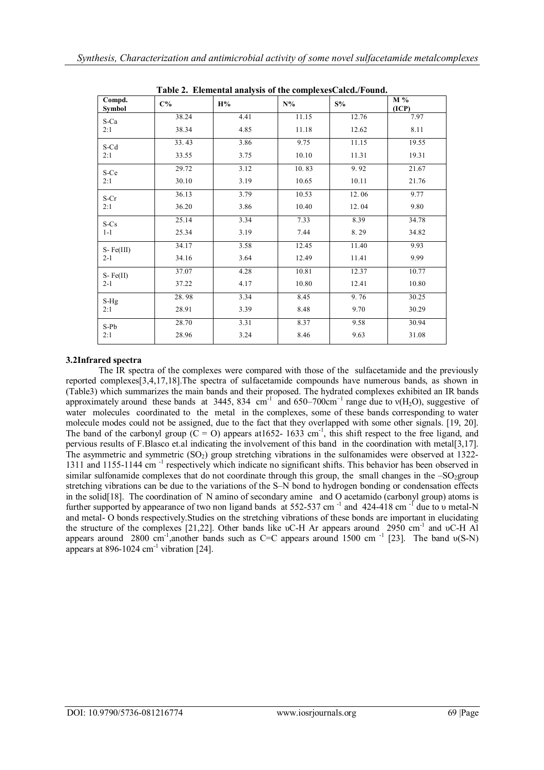**Table 2. Elemental analysis of the complexesCalcd./Found.**

| Compd. Symbol | C% | H% | N% | S% | M % (ICP) |
|---|---|---|---|---|---|
| S-Ca | 38.24 | 4.41 | 11.15 | 12.76 | 7.97 |
| 2:1 | 38.34 | 4.85 | 11.18 | 12.62 | 8.11 |
| S-Cd | 33. 43 | 3.86 | 9.75 | 11.15 | 19.55 |
| 2:1 | 33.55 | 3.75 | 10.10 | 11.31 | 19.31 |
| S-Ce | 29.72 | 3.12 | 10. 83 | 9. 92 | 21.67 |
| 2:1 | 30.10 | 3.19 | 10.65 | 10.11 | 21.76 |
| S-Cr | 36.13 | 3.79 | 10.53 | 12. 06 | 9.77 |
| 2:1 | 36.20 | 3.86 | 10.40 | 12. 04 | 9.80 |
| S-Cs | 25.14 | 3.34 | 7.33 | 8.39 | 34.78 |
| 1-1 | 25.34 | 3.19 | 7.44 | 8. 29 | 34.82 |
| S- Fe(III) | 34.17 | 3.58 | 12.45 | 11.40 | 9.93 |
| 2-1 | 34.16 | 3.64 | 12.49 | 11.41 | 9.99 |
| S- Fe(II) | 37.07 | 4.28 | 10.81 | 12.37 | 10.77 |
| 2-1 | 37.22 | 4.17 | 10.80 | 12.41 | 10.80 |
| S-Hg | 28. 98 | 3.34 | 8.45 | 9. 76 | 30.25 |
| 2:1 | 28.91 | 3.39 | 8.48 | 9.70 | 30.29 |
| S-Pb | 28.70 | 3.31 | 8.37 | 9.58 | 30.94 |
| 2:1 | 28.96 | 3.24 | 8.46 | 9.63 | 31.08 |

### 3.2Infrared spectra

The IR spectra of the complexes were compared with those of the sulfacetamide and the previously reported complexes[3,4,17,18].The spectra of sulfacetamide compounds have numerous bands, as shown in (Table3) which summarizes the main bands and their proposed. The hydrated complexes exhibited an IR bands approximately around these bands at 3445, 834 $cm^{-1}$ and 650–700$cm^{-1}$ range due to $\nu(H_2O)$, suggestive of water molecules coordinated to the metal in the complexes, some of these bands corresponding to water molecule modes could not be assigned, due to the fact that they overlapped with some other signals. [19, 20]. The band of the carbonyl group (C = O) appears at1652- 1633 $cm^{-1}$, this shift respect to the free ligand, and pervious results of F.Blasco et.al indicating the involvement of this band in the coordination with metal[3,17]. The asymmetric and symmetric ($SO_2$) group stretching vibrations in the sulfonamides were observed at 1322-1311 and 1155-1144 $cm^{-1}$ respectively which indicate no significant shifts. This behavior has been observed in similar sulfonamide complexes that do not coordinate through this group, the small changes in the $-SO_2$group stretching vibrations can be due to the variations of the S–N bond to hydrogen bonding or condensation effects in the solid[18]. The coordination of N amino of secondary amine and O acetamido (carbonyl group) atoms is further supported by appearance of two non ligand bands at 552-537 $cm^{-1}$ and 424-418 $cm^{-1}$ due to $\upsilon$ metal-N and metal- O bonds respectively.Studies on the stretching vibrations of these bonds are important in elucidating the structure of the complexes [21,22]. Other bands like $\upsilon$C-H Ar appears around 2950 $cm^{-1}$ and $\upsilon$C-H Al appears around 2800 $cm^{-1}$,another bands such as C=C appears around 1500 $cm^{-1}$ [23]. The band $\upsilon$(S-N) appears at 896-1024 $cm^{-1}$ vibration [24].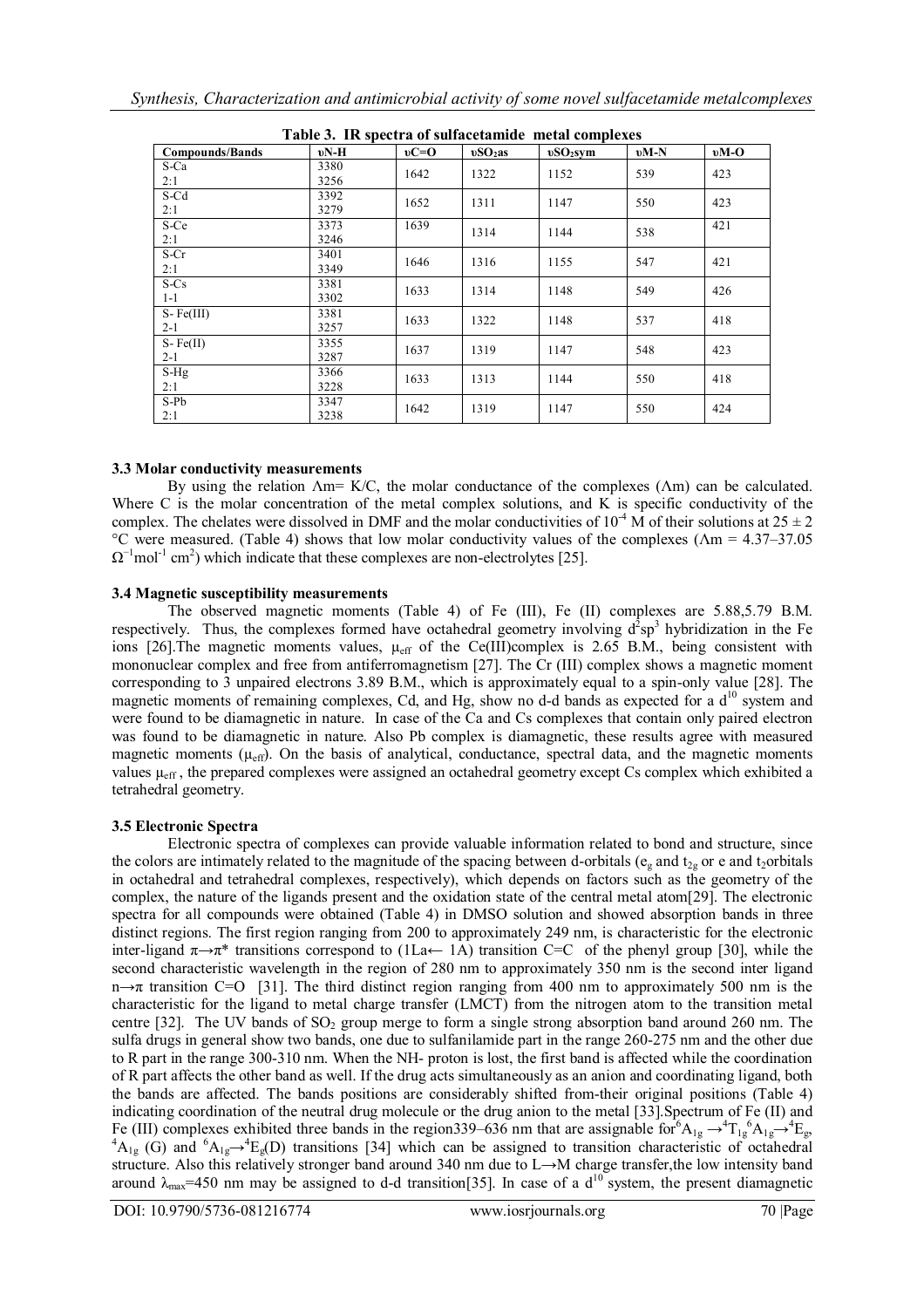**Table 3. IR spectra of sulfacetamide metal complexes**

| Compounds/Bands | υN-H | υC=O | $υSO_2as$ | $υSO_2sym$ | υM-N | υM-O |
|---|---|---|---|---|---|---|
| S-Ca 2:1 | 3380 3256 | 1642 | 1322 | 1152 | 539 | 423 |
| S-Cd 2:1 | 3392 3279 | 1652 | 1311 | 1147 | 550 | 423 |
| S-Ce 2:1 | 3373 3246 | 1639 | 1314 | 1144 | 538 | 421 |
| S-Cr 2:1 | 3401 3349 | 1646 | 1316 | 1155 | 547 | 421 |
| S-Cs 1-1 | 3381 3302 | 1633 | 1314 | 1148 | 549 | 426 |
| S- Fe(III) 2-1 | 3381 3257 | 1633 | 1322 | 1148 | 537 | 418 |
| S- Fe(II) 2-1 | 3355 3287 | 1637 | 1319 | 1147 | 548 | 423 |
| S-Hg 2:1 | 3366 3228 | 1633 | 1313 | 1144 | 550 | 418 |
| S-Pb 2:1 | 3347 3238 | 1642 | 1319 | 1147 | 550 | 424 |

### 3.3 Molar conductivity measurements

By using the relation $\Lambda m= K/C$, the molar conductance of the complexes ($\Lambda m$) can be calculated. Where C is the molar concentration of the metal complex solutions, and K is specific conductivity of the complex. The chelates were dissolved in DMF and the molar conductivities of $10^{-4}$ M of their solutions at $25 \pm 2$ °C were measured. (Table 4) shows that low molar conductivity values of the complexes ($\Lambda m$ = 4.37–37.05 $\Omega^{-1}mol^{-1}$ $cm^2$) which indicate that these complexes are non-electrolytes [25].

### 3.4 Magnetic susceptibility measurements

The observed magnetic moments (Table 4) of Fe (III), Fe (II) complexes are 5.88,5.79 B.M. respectively. Thus, the complexes formed have octahedral geometry involving $d^2sp^3$ hybridization in the Fe ions [26].The magnetic moments values, $\mu_{eff}$ of the Ce(III)complex is 2.65 B.M., being consistent with mononuclear complex and free from antiferromagnetism [27]. The Cr (III) complex shows a magnetic moment corresponding to 3 unpaired electrons 3.89 B.M., which is approximately equal to a spin-only value [28]. The magnetic moments of remaining complexes, Cd, and Hg, show no d-d bands as expected for a $d^{10}$ system and were found to be diamagnetic in nature. In case of the Ca and Cs complexes that contain only paired electron was found to be diamagnetic in nature. Also Pb complex is diamagnetic, these results agree with measured magnetic moments ($\mu_{eff}$). On the basis of analytical, conductance, spectral data, and the magnetic moments values $\mu_{eff}$ , the prepared complexes were assigned an octahedral geometry except Cs complex which exhibited a tetrahedral geometry.

### 3.5 Electronic Spectra

Electronic spectra of complexes can provide valuable information related to bond and structure, since the colors are intimately related to the magnitude of the spacing between d-orbitals ($e_g$ and $t_{2g}$ or e and $t_2$orbitals in octahedral and tetrahedral complexes, respectively), which depends on factors such as the geometry of the complex, the nature of the ligands present and the oxidation state of the central metal atom[29]. The electronic spectra for all compounds were obtained (Table 4) in DMSO solution and showed absorption bands in three distinct regions. The first region ranging from 200 to approximately 249 nm, is characteristic for the electronic inter-ligand $\pi\rightarrow\pi^*$ transitions correspond to (1La← 1A) transition C=C of the phenyl group [30], while the second characteristic wavelength in the region of 280 nm to approximately 350 nm is the second inter ligand $n\rightarrow\pi$ transition C=O [31]. The third distinct region ranging from 400 nm to approximately 500 nm is the characteristic for the ligand to metal charge transfer (LMCT) from the nitrogen atom to the transition metal centre [32]. The UV bands of $SO_2$ group merge to form a single strong absorption band around 260 nm. The sulfa drugs in general show two bands, one due to sulfanilamide part in the range 260-275 nm and the other due to R part in the range 300-310 nm. When the NH- proton is lost, the first band is affected while the coordination of R part affects the other band as well. If the drug acts simultaneously as an anion and coordinating ligand, both the bands are affected. The bands positions are considerably shifted from-their original positions (Table 4) indicating coordination of the neutral drug molecule or the drug anion to the metal [33].Spectrum of Fe (II) and Fe (III) complexes exhibited three bands in the region339–636 nm that are assignable for$^6A_{1g} \rightarrow ^4T_{1g}$$^6A_{1g}\rightarrow ^4E_g$, $^4A_{1g}$ (G) and $^6A_{1g}\rightarrow ^4E_g$(D) transitions [34] which can be assigned to transition characteristic of octahedral structure. Also this relatively stronger band around 340 nm due to L→M charge transfer,the low intensity band around $\lambda_{max}$=450 nm may be assigned to d-d transition[35]. In case of a $d^{10}$ system, the present diamagnetic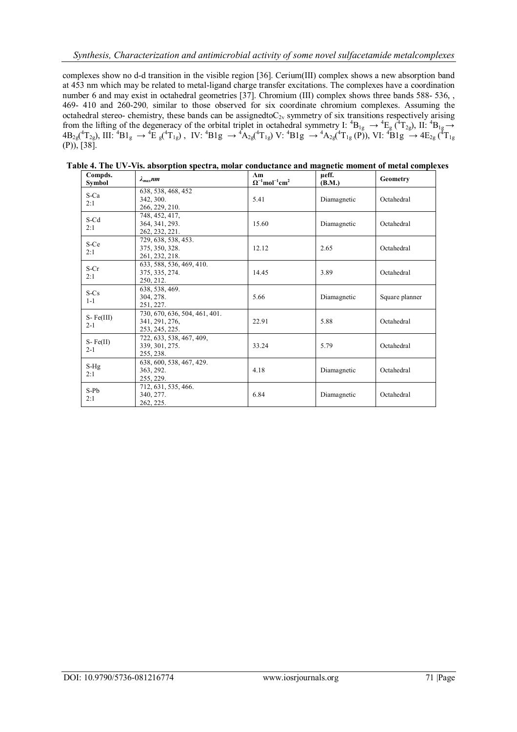complexes show no d-d transition in the visible region [36]. Cerium(III) complex shows a new absorption band at 453 nm which may be related to metal-ligand charge transfer excitations. The complexes have a coordination number 6 and may exist in octahedral geometries [37]. Chromium (III) complex shows three bands 588- 536, , 469- 410 and 260-290, similar to those observed for six coordinate chromium complexes. Assuming the octahedral stereo- chemistry, these bands can be assignedto$C_{2v}$ symmetry of six transitions respectively arising from the lifting of the degeneracy of the orbital triplet in octahedral symmetry I: $^4B_{1g} \rightarrow {}^4E_g\ ({}^4T_{2g})$, II: $^4B_{1g} \rightarrow 4B_{2g}({}^4T_{2g})$, III: $^4B1_g \rightarrow {}^4E_g({}^4T_{1g})$ , IV: $^4B1g \rightarrow {}^4A_{2g}({}^4T_{1g})$ V: $^4B1g \rightarrow {}^4A_{2g}({}^4T_{1g}\ (P))$, VI: $^4B1g \rightarrow 4E_{2g}\ ({}^4T_{1g}\ (P))$, [38].

**Table 4. The UV-Vis. absorption spectra, molar conductance and magnetic moment of metal complexes**

| Compds. Symbol | $\lambda_{max}$nm | Λm $\Omega^{-1}mol^{-1}cm^2$ | µeff. (B.M.) | Geometry |
|---|---|---|---|---|
| S-Ca 2:1 | 638, 538, 468, 452 342, 300. 266, 229, 210. | 5.41 | Diamagnetic | Octahedral |
| S-Cd 2:1 | 748, 452, 417, 364, 341, 293. 262, 232, 221. | 15.60 | Diamagnetic | Octahedral |
| S-Ce 2:1 | 729, 638, 538, 453. 375, 350, 328. 261, 232, 218. | 12.12 | 2.65 | Octahedral |
| S-Cr 2:1 | 633, 588, 536, 469, 410. 375, 335, 274. 250, 212. | 14.45 | 3.89 | Octahedral |
| S-Cs 1-1 | 638, 538, 469. 304, 278. 251, 227. | 5.66 | Diamagnetic | Square planner |
| S- Fe(III) 2-1 | 730, 670, 636, 504, 461, 401. 341, 291, 276, 253, 245, 225. | 22.91 | 5.88 | Octahedral |
| S- Fe(II) 2-1 | 722, 633, 538, 467, 409, 339, 301, 275. 255, 238. | 33.24 | 5.79 | Octahedral |
| S-Hg 2:1 | 638, 600, 538, 467, 429. 363, 292. 255, 229. | 4.18 | Diamagnetic | Octahedral |
| S-Pb 2:1 | 712, 631, 535, 466. 340, 277. 262, 225. | 6.84 | Diamagnetic | Octahedral |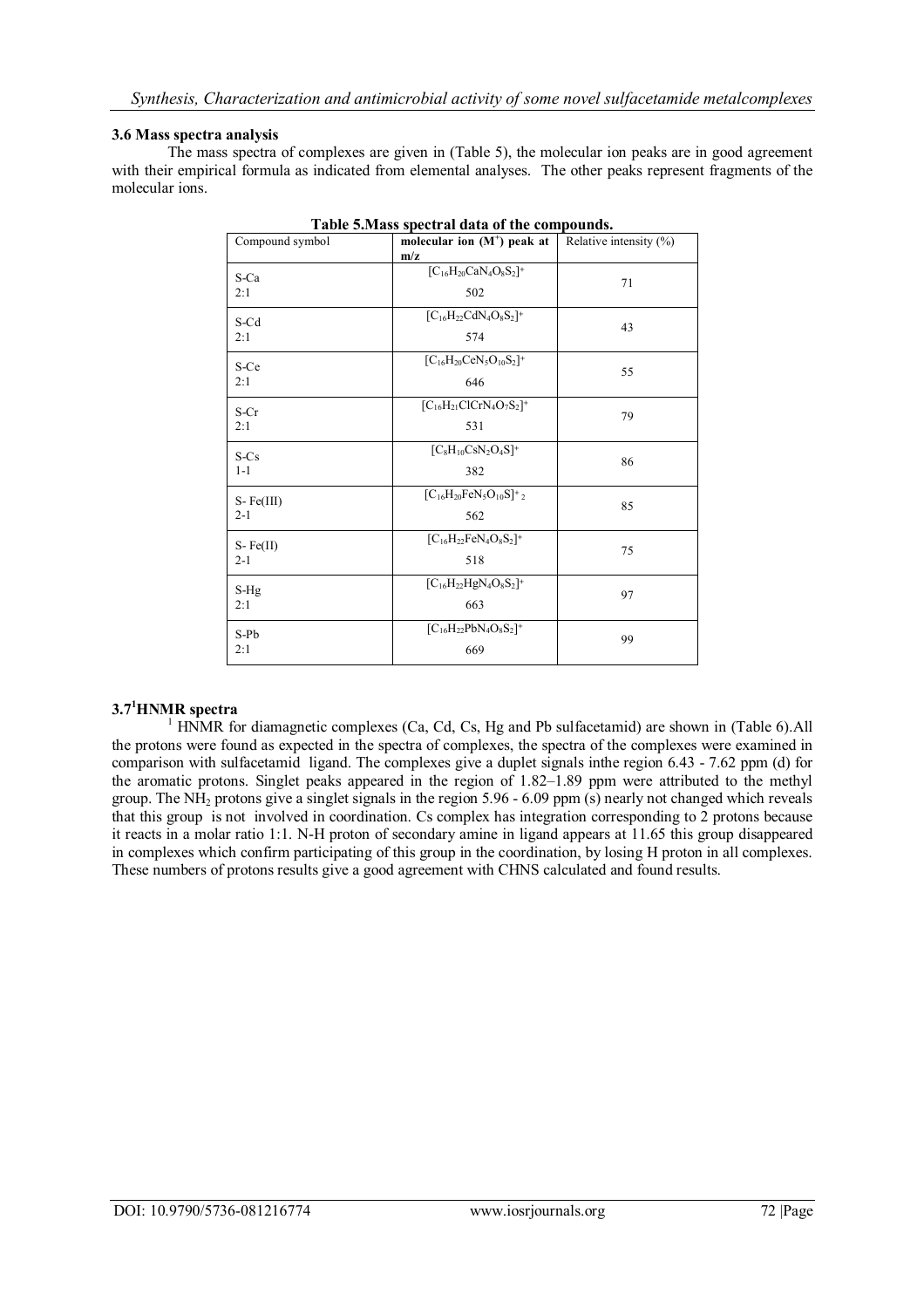### 3.6 Mass spectra analysis

The mass spectra of complexes are given in (Table 5), the molecular ion peaks are in good agreement with their empirical formula as indicated from elemental analyses. The other peaks represent fragments of the molecular ions.

**Table 5.Mass spectral data of the compounds.**

| Compound symbol | molecular ion ($M^+$) peak at m/z | Relative intensity (%) |
|---|---|---|
| S-Ca 2:1 | $[C_{16}H_{20}CaN_4O_8S_2]^+$ 502 | 71 |
| S-Cd 2:1 | $[C_{16}H_{22}CdN_4O_8S_2]^+$ 574 | 43 |
| S-Ce 2:1 | $[C_{16}H_{20}CeN_5O_{10}S_2]^+$ 646 | 55 |
| S-Cr 2:1 | $[C_{16}H_{21}ClCrN_4O_7S_2]^+$ 531 | 79 |
| S-Cs 1-1 | $[C_8H_{10}CsN_2O_4S]^+$ 382 | 86 |
| S- Fe(III) 2-1 | $[C_{16}H_{20}FeN_5O_{10}S]^+{}_2$ 562 | 85 |
| S- Fe(II) 2-1 | $[C_{16}H_{22}FeN_4O_8S_2]^+$ 518 | 75 |
| S-Hg 2:1 | $[C_{16}H_{22}HgN_4O_8S_2]^+$ 663 | 97 |
| S-Pb 2:1 | $[C_{16}H_{22}PbN_4O_8S_2]^+$ 669 | 99 |

### 3.7 $^1$HNMR spectra

$^1$ HNMR for diamagnetic complexes (Ca, Cd, Cs, Hg and Pb sulfacetamid) are shown in (Table 6).All the protons were found as expected in the spectra of complexes, the spectra of the complexes were examined in comparison with sulfacetamid ligand. The complexes give a duplet signals inthe region 6.43 - 7.62 ppm (d) for the aromatic protons. Singlet peaks appeared in the region of 1.82–1.89 ppm were attributed to the methyl group. The $NH_2$ protons give a singlet signals in the region 5.96 - 6.09 ppm (s) nearly not changed which reveals that this group is not involved in coordination. Cs complex has integration corresponding to 2 protons because it reacts in a molar ratio 1:1. N-H proton of secondary amine in ligand appears at 11.65 this group disappeared in complexes which confirm participating of this group in the coordination, by losing H proton in all complexes. These numbers of protons results give a good agreement with CHNS calculated and found results.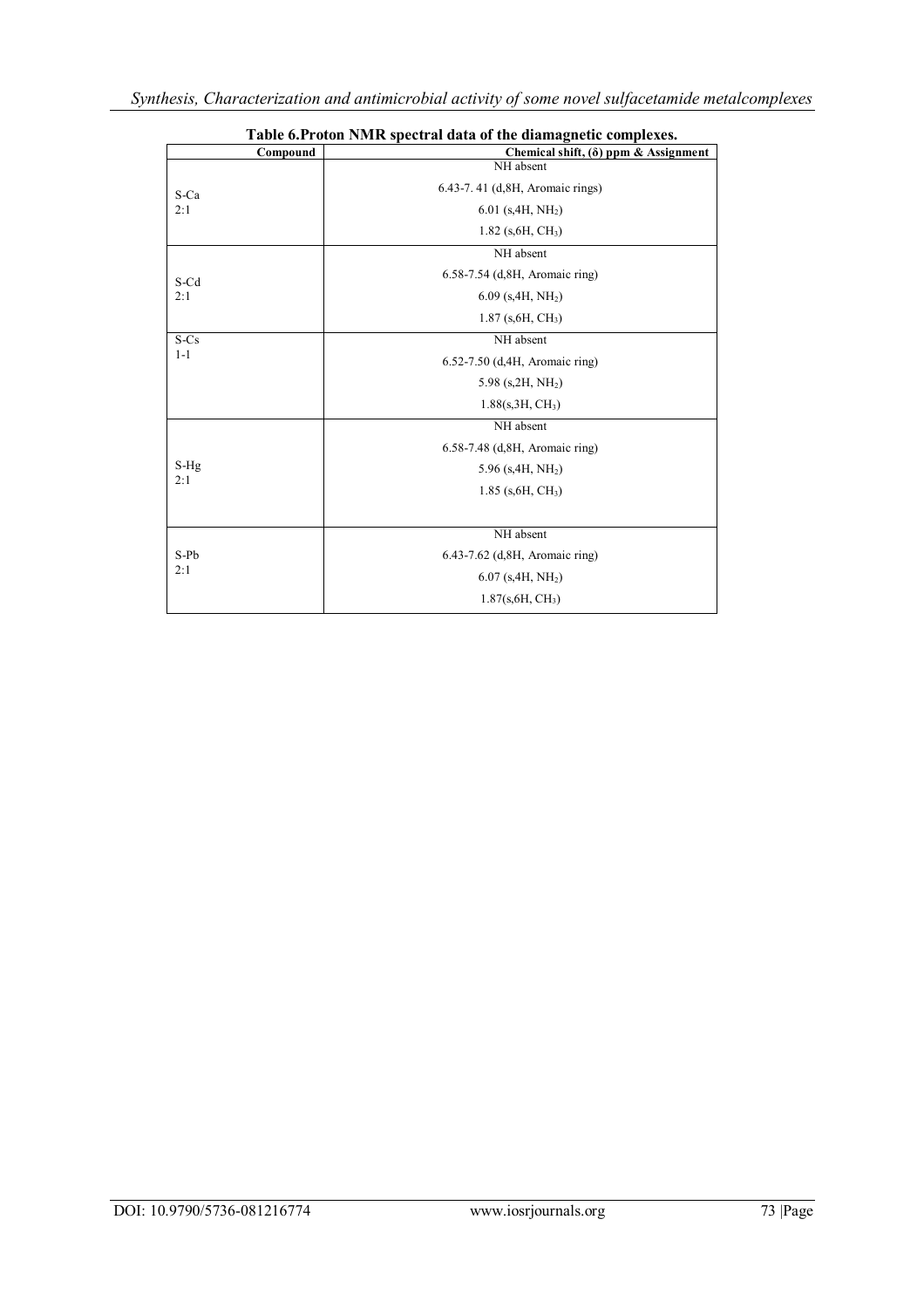**Table 6.Proton NMR spectral data of the diamagnetic complexes.**

| Compound | Chemical shift, (δ) ppm & Assignment |
|---|---|
| S-Ca 2:1 | NH absent<br>6.43-7. 41 (d,8H, Aromaic rings)<br>6.01 (s,4H, $NH_2$)<br>1.82 (s,6H, $CH_3$) |
| S-Cd 2:1 | NH absent<br>6.58-7.54 (d,8H, Aromaic ring)<br>6.09 (s,4H, $NH_2$)<br>1.87 (s,6H, $CH_3$) |
| S-Cs 1-1 | NH absent<br>6.52-7.50 (d,4H, Aromaic ring)<br>5.98 (s,2H, $NH_2$)<br>1.88(s,3H, $CH_3$) |
| S-Hg 2:1 | NH absent<br>6.58-7.48 (d,8H, Aromaic ring)<br>5.96 (s,4H, $NH_2$)<br>1.85 (s,6H, $CH_3$) |
| S-Pb 2:1 | NH absent<br>6.43-7.62 (d,8H, Aromaic ring)<br>6.07 (s,4H, $NH_2$)<br>1.87(s,6H, $CH_3$) |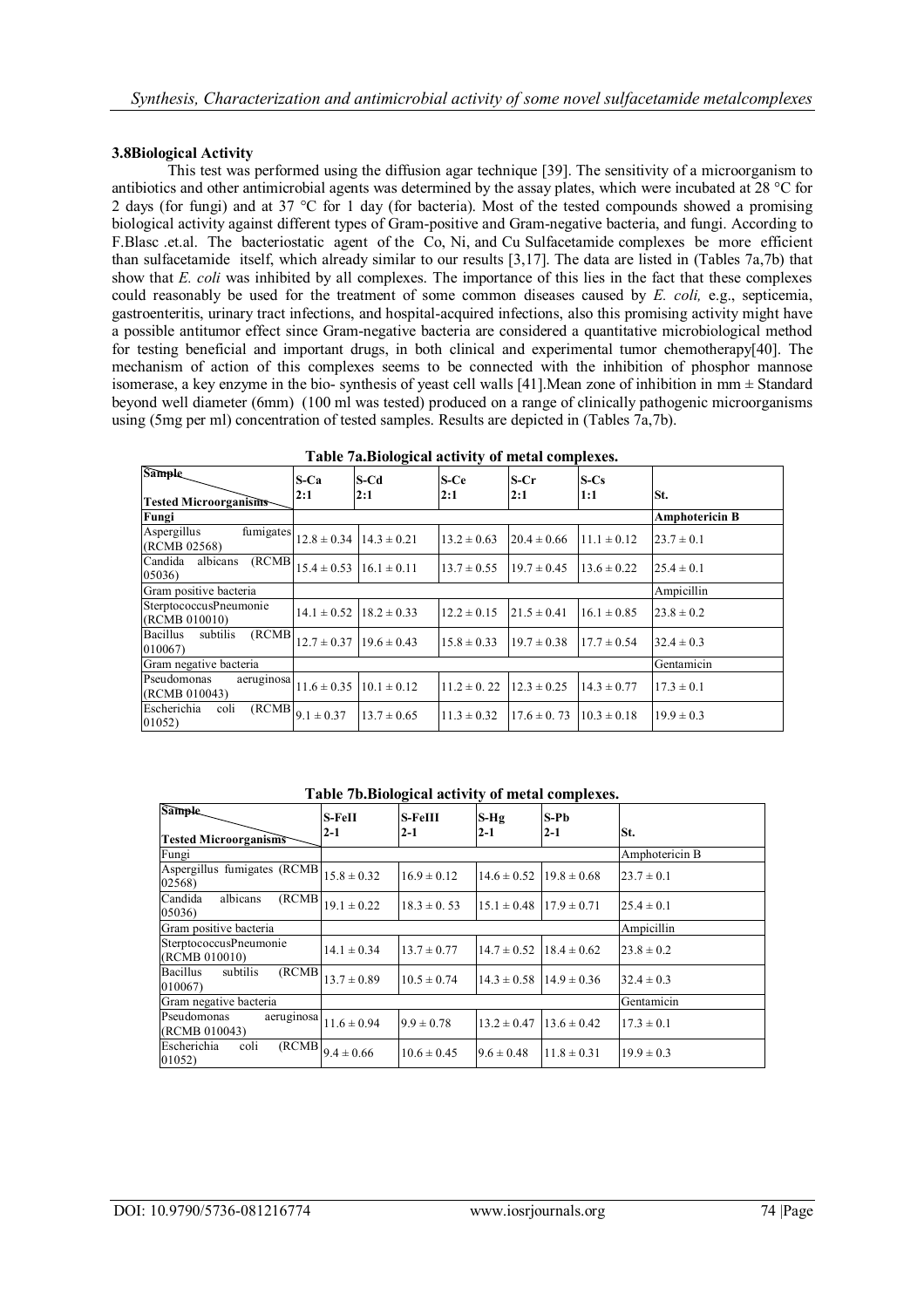### 3.8Biological Activity

This test was performed using the diffusion agar technique [39]. The sensitivity of a microorganism to antibiotics and other antimicrobial agents was determined by the assay plates, which were incubated at 28 °C for 2 days (for fungi) and at 37 °C for 1 day (for bacteria). Most of the tested compounds showed a promising biological activity against different types of Gram-positive and Gram-negative bacteria, and fungi. According to F.Blasc .et.al. The bacteriostatic agent of the Co, Ni, and Cu Sulfacetamide complexes be more efficient than sulfacetamide itself, which already similar to our results [3,17]. The data are listed in (Tables 7a,7b) that show that *E. coli* was inhibited by all complexes. The importance of this lies in the fact that these complexes could reasonably be used for the treatment of some common diseases caused by *E. coli,* e.g., septicemia, gastroenteritis, urinary tract infections, and hospital-acquired infections, also this promising activity might have a possible antitumor effect since Gram-negative bacteria are considered a quantitative microbiological method for testing beneficial and important drugs, in both clinical and experimental tumor chemotherapy[40]. The mechanism of action of this complexes seems to be connected with the inhibition of phosphor mannose isomerase, a key enzyme in the bio- synthesis of yeast cell walls [41].Mean zone of inhibition in mm ± Standard beyond well diameter (6mm) (100 ml was tested) produced on a range of clinically pathogenic microorganisms using (5mg per ml) concentration of tested samples. Results are depicted in (Tables 7a,7b).

**Table 7a.Biological activity of metal complexes.**

| Sample / Tested Microorganisms | S-Ca 2:1 | S-Cd 2:1 | S-Ce 2:1 | S-Cr 2:1 | S-Cs 1:1 | St. |
|---|---|---|---|---|---|---|
| **Fungi** | | | | | | **Amphotericin B** |
| Aspergillus fumigates (RCMB 02568) | 12.8 ± 0.34 | 14.3 ± 0.21 | 13.2 ± 0.63 | 20.4 ± 0.66 | 11.1 ± 0.12 | 23.7 ± 0.1 |
| Candida albicans (RCMB 05036) | 15.4 ± 0.53 | 16.1 ± 0.11 | 13.7 ± 0.55 | 19.7 ± 0.45 | 13.6 ± 0.22 | 25.4 ± 0.1 |
| Gram positive bacteria | | | | | | Ampicillin |
| SterptococcusPneumonie (RCMB 010010) | 14.1 ± 0.52 | 18.2 ± 0.33 | 12.2 ± 0.15 | 21.5 ± 0.41 | 16.1 ± 0.85 | 23.8 ± 0.2 |
| Bacillus subtilis (RCMB 010067) | 12.7 ± 0.37 | 19.6 ± 0.43 | 15.8 ± 0.33 | 19.7 ± 0.38 | 17.7 ± 0.54 | 32.4 ± 0.3 |
| Gram negative bacteria | | | | | | Gentamicin |
| Pseudomonas aeruginosa (RCMB 010043) | 11.6 ± 0.35 | 10.1 ± 0.12 | 11.2 ± 0. 22 | 12.3 ± 0.25 | 14.3 ± 0.77 | 17.3 ± 0.1 |
| Escherichia coli (RCMB 01052) | 9.1 ± 0.37 | 13.7 ± 0.65 | 11.3 ± 0.32 | 17.6 ± 0. 73 | 10.3 ± 0.18 | 19.9 ± 0.3 |

**Table 7b.Biological activity of metal complexes.**

| Sample / Tested Microorganisms | S-FeII 2-1 | S-FeIII 2-1 | S-Hg 2-1 | S-Pb 2-1 | St. |
|---|---|---|---|---|---|
| Fungi | | | | | Amphotericin B |
| Aspergillus fumigates (RCMB 02568) | 15.8 ± 0.32 | 16.9 ± 0.12 | 14.6 ± 0.52 | 19.8 ± 0.68 | 23.7 ± 0.1 |
| Candida albicans (RCMB 05036) | 19.1 ± 0.22 | 18.3 ± 0. 53 | 15.1 ± 0.48 | 17.9 ± 0.71 | 25.4 ± 0.1 |
| Gram positive bacteria | | | | | Ampicillin |
| SterptococcusPneumonie (RCMB 010010) | 14.1 ± 0.34 | 13.7 ± 0.77 | 14.7 ± 0.52 | 18.4 ± 0.62 | 23.8 ± 0.2 |
| Bacillus subtilis (RCMB 010067) | 13.7 ± 0.89 | 10.5 ± 0.74 | 14.3 ± 0.58 | 14.9 ± 0.36 | 32.4 ± 0.3 |
| Gram negative bacteria | | | | | Gentamicin |
| Pseudomonas aeruginosa (RCMB 010043) | 11.6 ± 0.94 | 9.9 ± 0.78 | 13.2 ± 0.47 | 13.6 ± 0.42 | 17.3 ± 0.1 |
| Escherichia coli (RCMB 01052) | 9.4 ± 0.66 | 10.6 ± 0.45 | 9.6 ± 0.48 | 11.8 ± 0.31 | 19.9 ± 0.3 |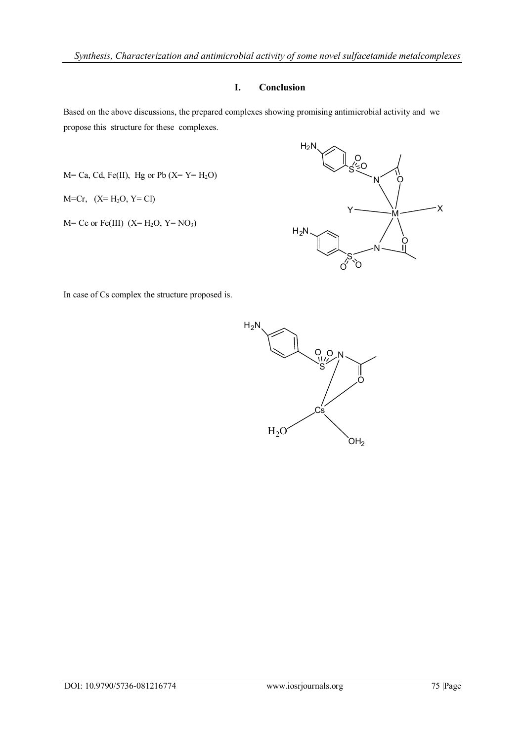# I. Conclusion

Based on the above discussions, the prepared complexes showing promising antimicrobial activity and we propose this structure for these complexes.

M= Ca, Cd, Fe(II), Hg or Pb (X= Y= $H_2O$)

M=Cr, (X= $H_2O$, Y= Cl)

M= Ce or Fe(III) (X= $H_2O$, Y= $NO_3$)

In case of Cs complex the structure proposed is.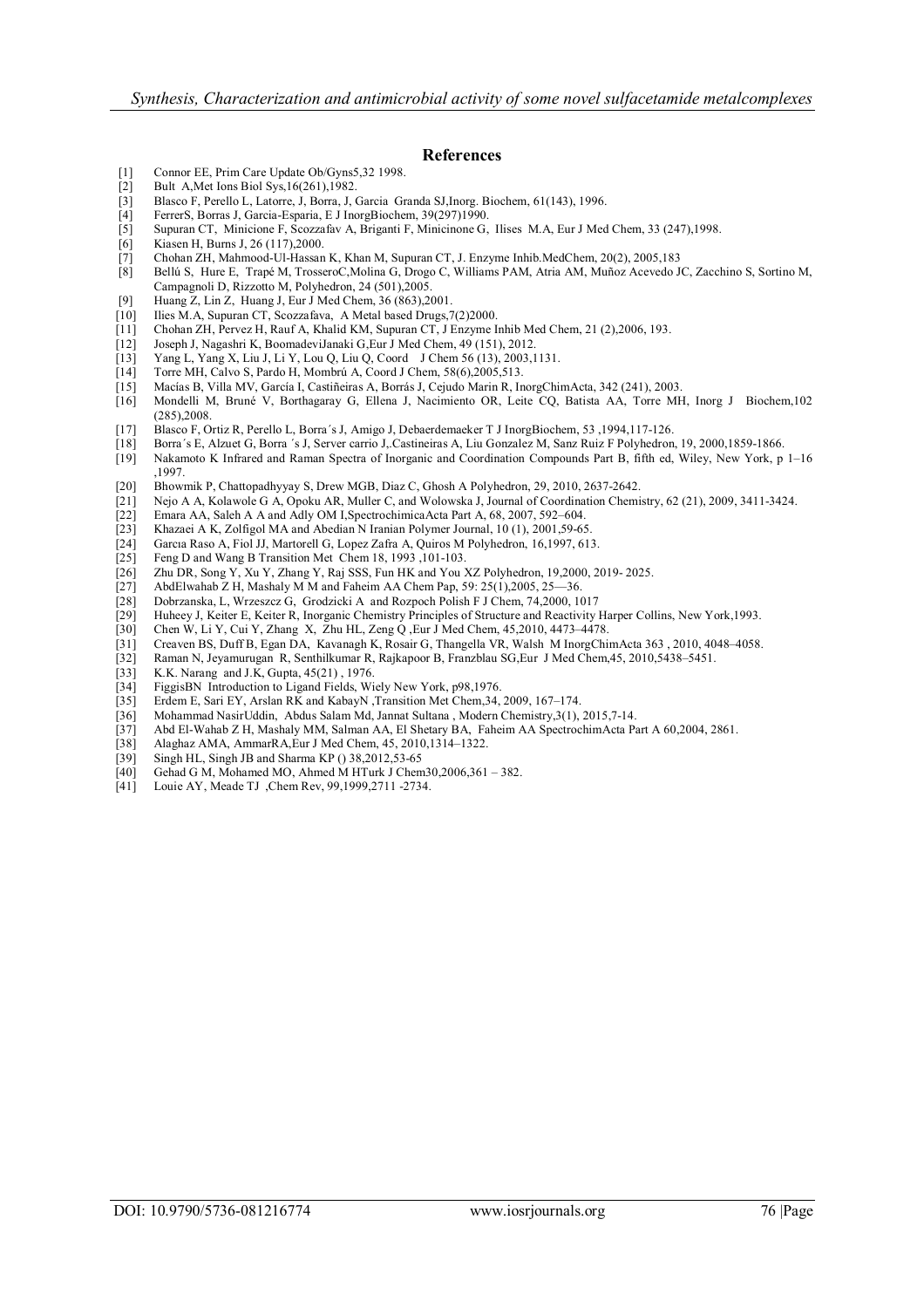## References

[1] Connor EE, Prim Care Update Ob/Gyns5,32 1998.
[2] Bult A,Met Ions Biol Sys,16(261),1982.
[3] Blasco F, Perello L, Latorre, J, Borra, J, Garcia Granda SJ,Inorg. Biochem, 61(143), 1996.
[4] FerrerS, Borras J, Garcia-Esparia, E J InorgBiochem, 39(297)1990.
[5] Supuran CT, Minicione F, Scozzafav A, Briganti F, Minicinone G, Ilises M.A, Eur J Med Chem, 33 (247),1998.
[6] Kiasen H, Burns J, 26 (117),2000.
[7] Chohan ZH, Mahmood-Ul-Hassan K, Khan M, Supuran CT, J. Enzyme Inhib.MedChem, 20(2), 2005,183
[8] Bellú S, Hure E, Trapé M, TrosseroC,Molina G, Drogo C, Williams PAM, Atria AM, Muñoz Acevedo JC, Zacchino S, Sortino M, Campagnoli D, Rizzotto M, Polyhedron, 24 (501),2005.
[9] Huang Z, Lin Z, Huang J, Eur J Med Chem, 36 (863),2001.
[10] Ilies M.A, Supuran CT, Scozzafava, A Metal based Drugs,7(2)2000.
[11] Chohan ZH, Pervez H, Rauf A, Khalid KM, Supuran CT, J Enzyme Inhib Med Chem, 21 (2),2006, 193.
[12] Joseph J, Nagashri K, BoomadeviJanaki G,Eur J Med Chem, 49 (151), 2012.
[13] Yang L, Yang X, Liu J, Li Y, Lou Q, Liu Q, Coord J Chem 56 (13), 2003,1131.
[14] Torre MH, Calvo S, Pardo H, Mombrú A, Coord J Chem, 58(6),2005,513.
[15] Macías B, Villa MV, García I, Castiñeiras A, Borrás J, Cejudo Marin R, InorgChimActa, 342 (241), 2003.
[16] Mondelli M, Bruné V, Borthagaray G, Ellena J, Nacimiento OR, Leite CQ, Batista AA, Torre MH, Inorg J Biochem,102 (285),2008.
[17] Blasco F, Ortiz R, Perello L, Borra´s J, Amigo J, Debaerdemaeker T J InorgBiochem, 53 ,1994,117-126.
[18] Borra´s E, Alzuet G, Borra ´s J, Server carrio J,.Castineiras A, Liu Gonzalez M, Sanz Ruiz F Polyhedron, 19, 2000,1859-1866.
[19] Nakamoto K Infrared and Raman Spectra of Inorganic and Coordination Compounds Part B, fifth ed, Wiley, New York, p 1–16 ,1997.
[20] Bhowmik P, Chattopadhyyay S, Drew MGB, Diaz C, Ghosh A Polyhedron, 29, 2010, 2637-2642.
[21] Nejo A A, Kolawole G A, Opoku AR, Muller C, and Wolowska J, Journal of Coordination Chemistry, 62 (21), 2009, 3411-3424.
[22] Emara AA, Saleh A A and Adly OM I,SpectrochimicaActa Part A, 68, 2007, 592–604.
[23] Khazaei A K, Zolfigol MA and Abedian N Iranian Polymer Journal, 10 (1), 2001,59-65.
[24] Garcıa Raso A, Fiol JJ, Martorell G, Lopez Zafra A, Quiros M Polyhedron, 16,1997, 613.
[25] Feng D and Wang B Transition Met Chem 18, 1993 ,101-103.
[26] Zhu DR, Song Y, Xu Y, Zhang Y, Raj SSS, Fun HK and You XZ Polyhedron, 19,2000, 2019- 2025.
[27] AbdElwahab Z H, Mashaly M M and Faheim AA Chem Pap, 59: 25(1),2005, 25—36.
[28] Dobrzanska, L, Wrzeszcz G, Grodzicki A and Rozpoch Polish F J Chem, 74,2000, 1017
[29] Huheey J, Keiter E, Keiter R, Inorganic Chemistry Principles of Structure and Reactivity Harper Collins, New York,1993.
[30] Chen W, Li Y, Cui Y, Zhang X, Zhu HL, Zeng Q ,Eur J Med Chem, 45,2010, 4473–4478.
[31] Creaven BS, Duff B, Egan DA, Kavanagh K, Rosair G, Thangella VR, Walsh M InorgChimActa 363 , 2010, 4048–4058.
[32] Raman N, Jeyamurugan R, Senthilkumar R, Rajkapoor B, Franzblau SG,Eur J Med Chem,45, 2010,5438–5451.
[33] K.K. Narang and J.K, Gupta, 45(21) , 1976.
[34] FiggisBN Introduction to Ligand Fields, Wiely New York, p98,1976.
[35] Erdem E, Sari EY, Arslan RK and KabayN ,Transition Met Chem,34, 2009, 167–174.
[36] Mohammad NasirUddin, Abdus Salam Md, Jannat Sultana , Modern Chemistry,3(1), 2015,7-14.
[37] Abd El-Wahab Z H, Mashaly MM, Salman AA, El Shetary BA, Faheim AA SpectrochimActa Part A 60,2004, 2861.
[38] Alaghaz AMA, AmmarRA,Eur J Med Chem, 45, 2010,1314–1322.
[39] Singh HL, Singh JB and Sharma KP () 38,2012,53-65
[40] Gehad G M, Mohamed MO, Ahmed M HTurk J Chem30,2006,361 – 382.
[41] Louie AY, Meade TJ ,Chem Rev, 99,1999,2711 -2734.